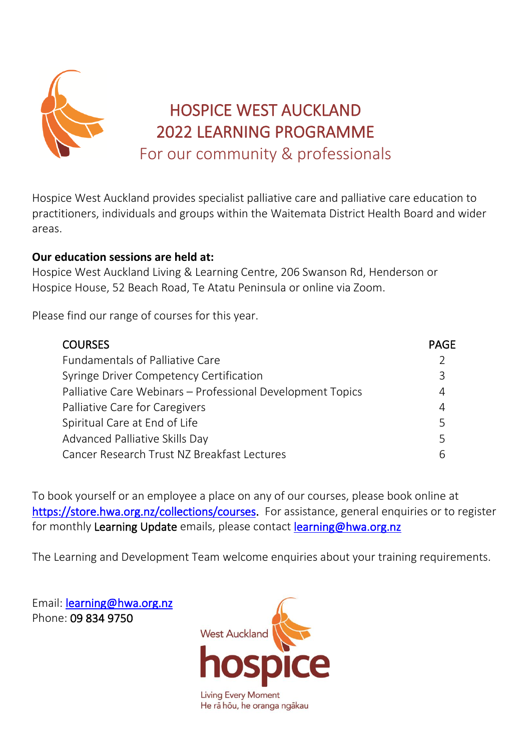# HOSPICE WEST AUCKLAND
# 2022 LEARNING PROGRAMME

## For our community & professionals

Hospice West Auckland provides specialist palliative care and palliative care education to practitioners, individuals and groups within the Waitemata District Health Board and wider areas.

**Our education sessions are held at:**
Hospice West Auckland Living & Learning Centre, 206 Swanson Rd, Henderson or Hospice House, 52 Beach Road, Te Atatu Peninsula or online via Zoom.

Please find our range of courses for this year.

| COURSES | PAGE |
| --- | --- |
| Fundamentals of Palliative Care | 2 |
| Syringe Driver Competency Certification | 3 |
| Palliative Care Webinars – Professional Development Topics | 4 |
| Palliative Care for Caregivers | 4 |
| Spiritual Care at End of Life | 5 |
| Advanced Palliative Skills Day | 5 |
| Cancer Research Trust NZ Breakfast Lectures | 6 |

To book yourself or an employee a place on any of our courses, please book online at https://store.hwa.org.nz/collections/courses. For assistance, general enquiries or to register for monthly Learning Update emails, please contact learning@hwa.org.nz

The Learning and Development Team welcome enquiries about your training requirements.

Email: learning@hwa.org.nz
Phone: 09 834 9750

West Auckland hospice
Living Every Moment
He rā hōu, he oranga ngākau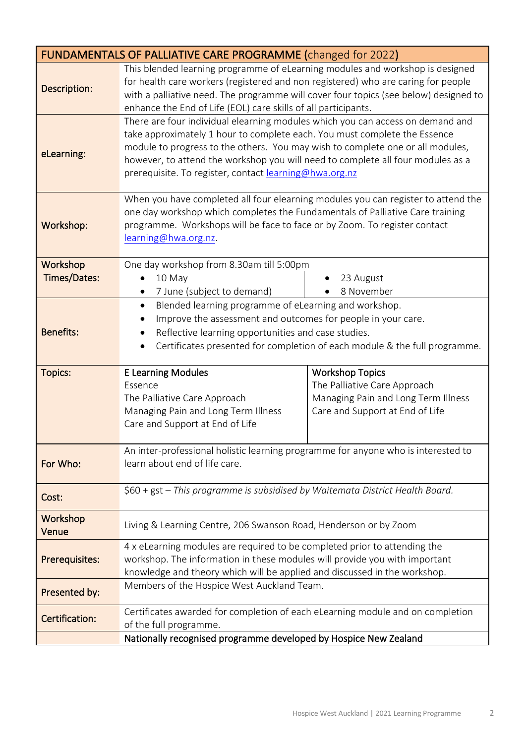| FUNDAMENTALS OF PALLIATIVE CARE PROGRAMME (changed for 2022) | |
|---|---|
| **Description:** | This blended learning programme of eLearning modules and workshop is designed for health care workers (registered and non registered) who are caring for people with a palliative need. The programme will cover four topics (see below) designed to enhance the End of Life (EOL) care skills of all participants. |
| **eLearning:** | There are four individual elearning modules which you can access on demand and take approximately 1 hour to complete each. You must complete the Essence module to progress to the others. You may wish to complete one or all modules, however, to attend the workshop you will need to complete all four modules as a prerequisite. To register, contact [learning@hwa.org.nz](mailto:learning@hwa.org.nz) |
| **Workshop:** | When you have completed all four elearning modules you can register to attend the one day workshop which completes the Fundamentals of Palliative Care training programme. Workshops will be face to face or by Zoom. To register contact [learning@hwa.org.nz](mailto:learning@hwa.org.nz). |
| **Workshop Times/Dates:** | One day workshop from 8.30am till 5:00pm<br>• 10 May<br>• 7 June (subject to demand)<br>• 23 August<br>• 8 November |
| **Benefits:** | • Blended learning programme of eLearning and workshop.<br>• Improve the assessment and outcomes for people in your care.<br>• Reflective learning opportunities and case studies.<br>• Certificates presented for completion of each module & the full programme. |
| **Topics:** | **E Learning Modules**<br>Essence<br>The Palliative Care Approach<br>Managing Pain and Long Term Illness<br>Care and Support at End of Life<br><br>**Workshop Topics**<br>The Palliative Care Approach<br>Managing Pain and Long Term Illness<br>Care and Support at End of Life |
| **For Who:** | An inter-professional holistic learning programme for anyone who is interested to learn about end of life care. |
| **Cost:** | $60 + gst – *This programme is subsidised by Waitemata District Health Board.* |
| **Workshop Venue** | Living & Learning Centre, 206 Swanson Road, Henderson or by Zoom |
| **Prerequisites:** | 4 x eLearning modules are required to be completed prior to attending the workshop. The information in these modules will provide you with important knowledge and theory which will be applied and discussed in the workshop. |
| **Presented by:** | Members of the Hospice West Auckland Team. |
| **Certification:** | Certificates awarded for completion of each eLearning module and on completion of the full programme. |
| | Nationally recognised programme developed by Hospice New Zealand |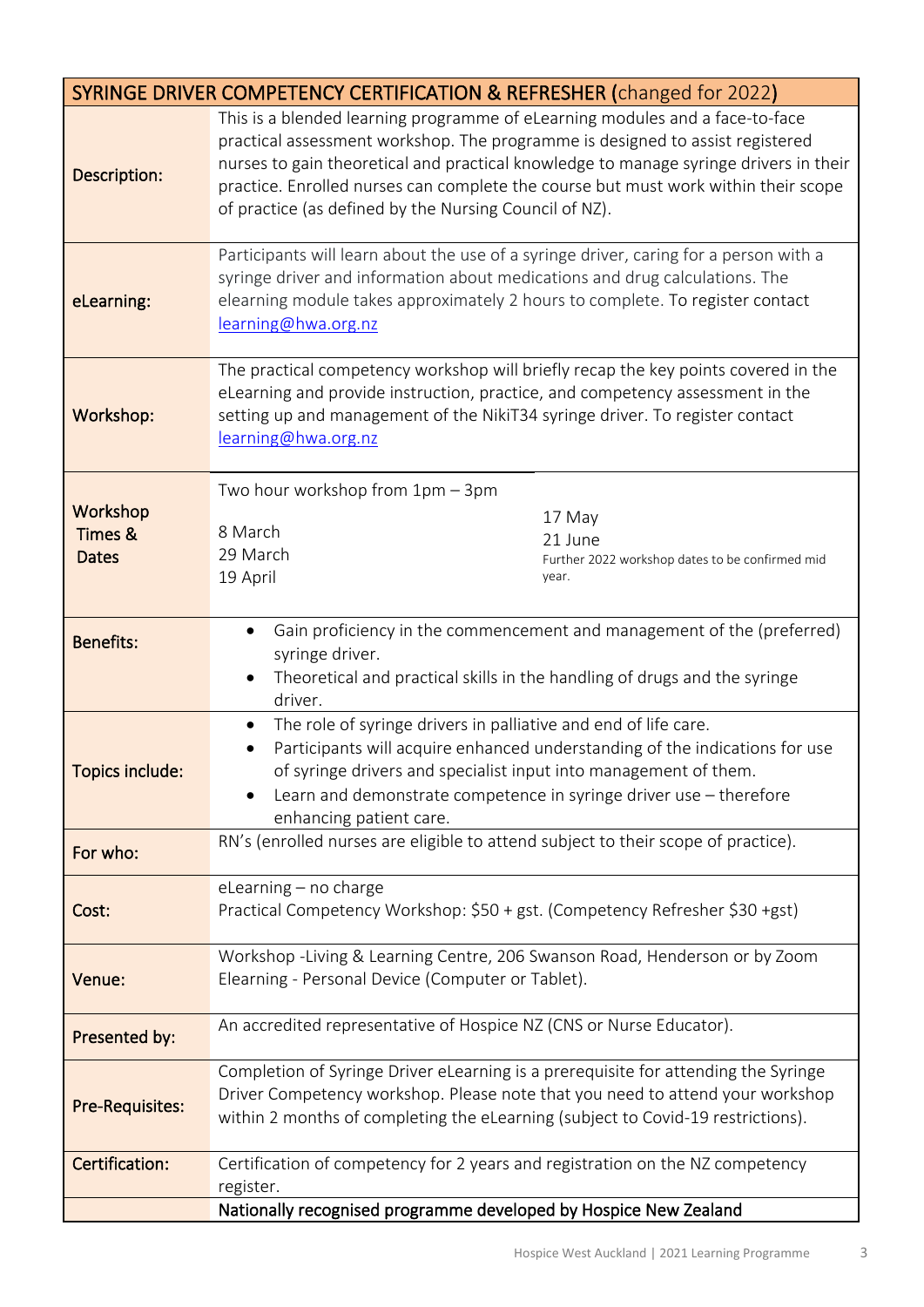| SYRINGE DRIVER COMPETENCY CERTIFICATION & REFRESHER (changed for 2022) | |
|---|---|
| Description: | This is a blended learning programme of eLearning modules and a face-to-face practical assessment workshop. The programme is designed to assist registered nurses to gain theoretical and practical knowledge to manage syringe drivers in their practice. Enrolled nurses can complete the course but must work within their scope of practice (as defined by the Nursing Council of NZ). |
| eLearning: | Participants will learn about the use of a syringe driver, caring for a person with a syringe driver and information about medications and drug calculations. The elearning module takes approximately 2 hours to complete. To register contact learning@hwa.org.nz |
| Workshop: | The practical competency workshop will briefly recap the key points covered in the eLearning and provide instruction, practice, and competency assessment in the setting up and management of the NikiT34 syringe driver. To register contact learning@hwa.org.nz |
| Workshop Times & Dates | Two hour workshop from 1pm – 3pm<br>8 March<br>29 March<br>19 April<br>17 May<br>21 June<br>Further 2022 workshop dates to be confirmed mid year. |
| Benefits: | • Gain proficiency in the commencement and management of the (preferred) syringe driver.<br>• Theoretical and practical skills in the handling of drugs and the syringe driver. |
| Topics include: | • The role of syringe drivers in palliative and end of life care.<br>• Participants will acquire enhanced understanding of the indications for use of syringe drivers and specialist input into management of them.<br>• Learn and demonstrate competence in syringe driver use – therefore enhancing patient care. |
| For who: | RN's (enrolled nurses are eligible to attend subject to their scope of practice). |
| Cost: | eLearning – no charge<br>Practical Competency Workshop: $50 + gst. (Competency Refresher $30 +gst) |
| Venue: | Workshop -Living & Learning Centre, 206 Swanson Road, Henderson or by Zoom<br>Elearning - Personal Device (Computer or Tablet). |
| Presented by: | An accredited representative of Hospice NZ (CNS or Nurse Educator). |
| Pre-Requisites: | Completion of Syringe Driver eLearning is a prerequisite for attending the Syringe Driver Competency workshop. Please note that you need to attend your workshop within 2 months of completing the eLearning (subject to Covid-19 restrictions). |
| Certification: | Certification of competency for 2 years and registration on the NZ competency register. |
| | Nationally recognised programme developed by Hospice New Zealand |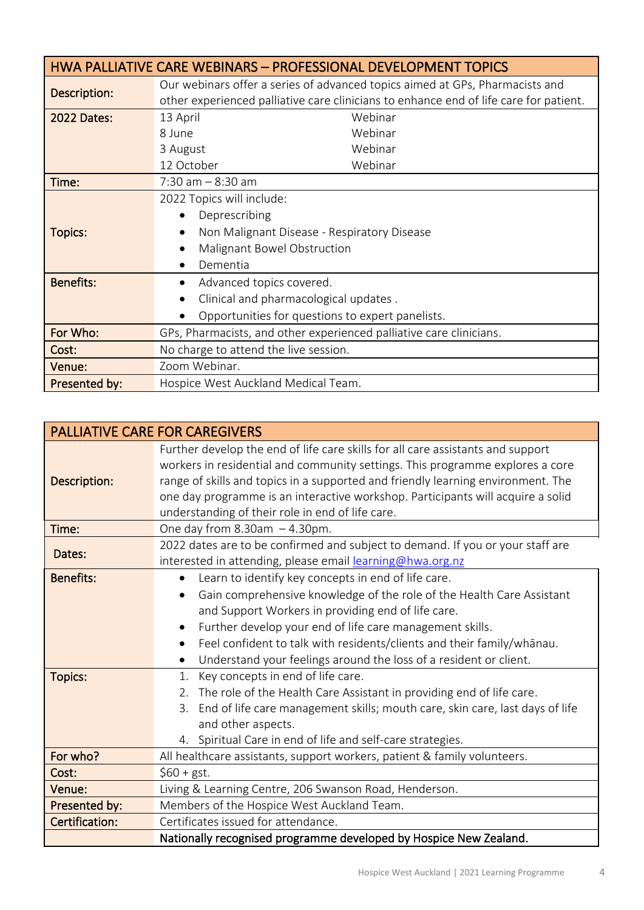| HWA PALLIATIVE CARE WEBINARS – PROFESSIONAL DEVELOPMENT TOPICS | |
|---|---|
| Description: | Our webinars offer a series of advanced topics aimed at GPs, Pharmacists and other experienced palliative care clinicians to enhance end of life care for patient. |
| 2022 Dates: | 13 April — Webinar<br>8 June — Webinar<br>3 August — Webinar<br>12 October — Webinar |
| Time: | 7:30 am – 8:30 am |
| Topics: | 2022 Topics will include:<br>• Deprescribing<br>• Non Malignant Disease - Respiratory Disease<br>• Malignant Bowel Obstruction<br>• Dementia |
| Benefits: | • Advanced topics covered.<br>• Clinical and pharmacological updates .<br>• Opportunities for questions to expert panelists. |
| For Who: | GPs, Pharmacists, and other experienced palliative care clinicians. |
| Cost: | No charge to attend the live session. |
| Venue: | Zoom Webinar. |
| Presented by: | Hospice West Auckland Medical Team. |

| PALLIATIVE CARE FOR CAREGIVERS | |
|---|---|
| Description: | Further develop the end of life care skills for all care assistants and support workers in residential and community settings. This programme explores a core range of skills and topics in a supported and friendly learning environment. The one day programme is an interactive workshop. Participants will acquire a solid understanding of their role in end of life care. |
| Time: | One day from 8.30am – 4.30pm. |
| Dates: | 2022 dates are to be confirmed and subject to demand. If you or your staff are interested in attending, please email learning@hwa.org.nz |
| Benefits: | • Learn to identify key concepts in end of life care.<br>• Gain comprehensive knowledge of the role of the Health Care Assistant and Support Workers in providing end of life care.<br>• Further develop your end of life care management skills.<br>• Feel confident to talk with residents/clients and their family/whānau.<br>• Understand your feelings around the loss of a resident or client. |
| Topics: | 1. Key concepts in end of life care.<br>2. The role of the Health Care Assistant in providing end of life care.<br>3. End of life care management skills; mouth care, skin care, last days of life and other aspects.<br>4. Spiritual Care in end of life and self-care strategies. |
| For who? | All healthcare assistants, support workers, patient & family volunteers. |
| Cost: | $60 + gst. |
| Venue: | Living & Learning Centre, 206 Swanson Road, Henderson. |
| Presented by: | Members of the Hospice West Auckland Team. |
| Certification: | Certificates issued for attendance. |
| | **Nationally recognised programme developed by Hospice New Zealand.** |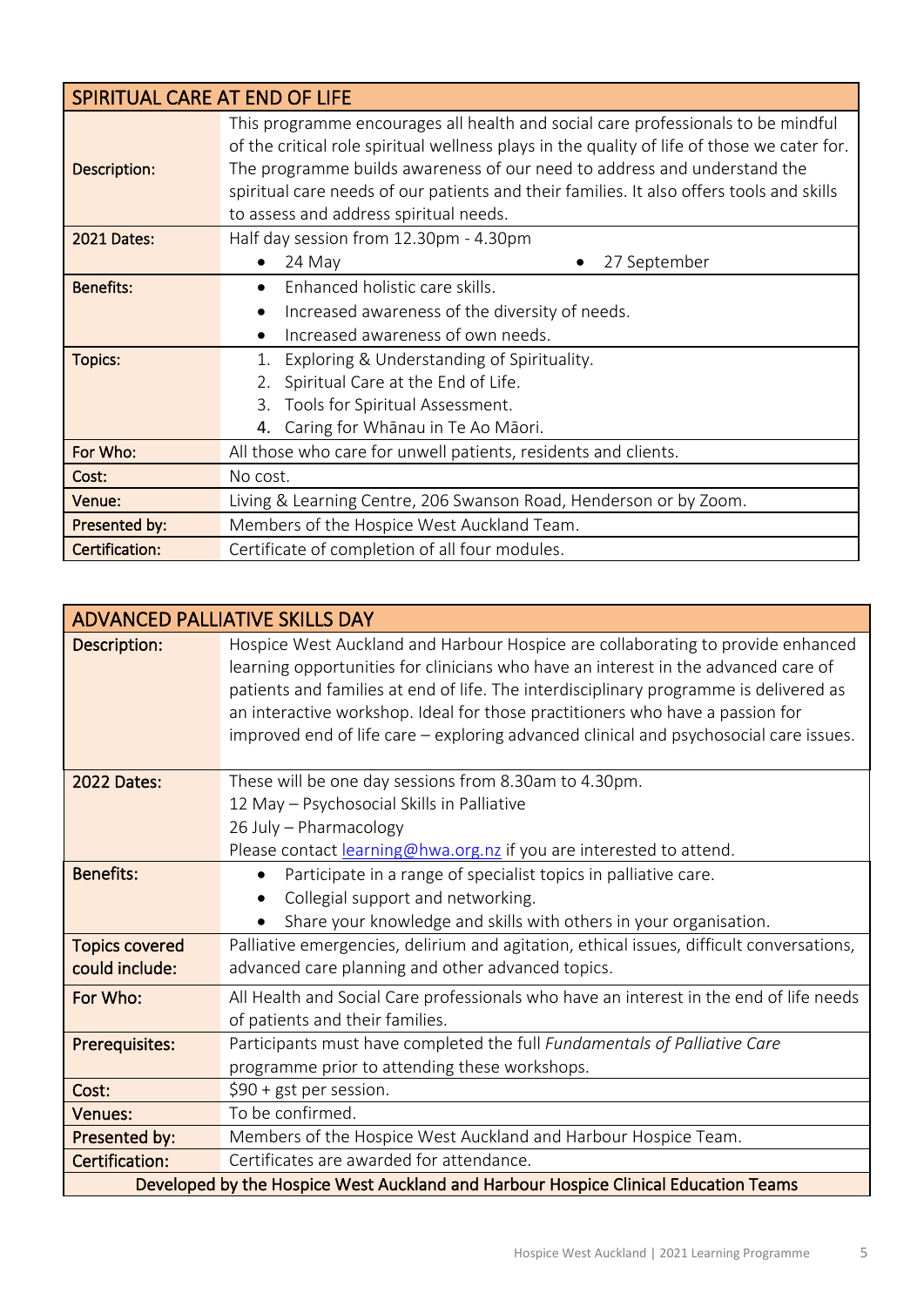| SPIRITUAL CARE AT END OF LIFE | |
|---|---|
| Description: | This programme encourages all health and social care professionals to be mindful of the critical role spiritual wellness plays in the quality of life of those we cater for. The programme builds awareness of our need to address and understand the spiritual care needs of our patients and their families. It also offers tools and skills to assess and address spiritual needs. |
| 2021 Dates: | Half day session from 12.30pm - 4.30pm<br>• 24 May • 27 September |
| Benefits: | • Enhanced holistic care skills.<br>• Increased awareness of the diversity of needs.<br>• Increased awareness of own needs. |
| Topics: | 1. Exploring & Understanding of Spirituality.<br>2. Spiritual Care at the End of Life.<br>3. Tools for Spiritual Assessment.<br>4. Caring for Whānau in Te Ao Māori. |
| For Who: | All those who care for unwell patients, residents and clients. |
| Cost: | No cost. |
| Venue: | Living & Learning Centre, 206 Swanson Road, Henderson or by Zoom. |
| Presented by: | Members of the Hospice West Auckland Team. |
| Certification: | Certificate of completion of all four modules. |

| ADVANCED PALLIATIVE SKILLS DAY | |
|---|---|
| Description: | Hospice West Auckland and Harbour Hospice are collaborating to provide enhanced learning opportunities for clinicians who have an interest in the advanced care of patients and families at end of life. The interdisciplinary programme is delivered as an interactive workshop. Ideal for those practitioners who have a passion for improved end of life care – exploring advanced clinical and psychosocial care issues. |
| 2022 Dates: | These will be one day sessions from 8.30am to 4.30pm.<br>12 May – Psychosocial Skills in Palliative<br>26 July – Pharmacology<br>Please contact learning@hwa.org.nz if you are interested to attend. |
| Benefits: | • Participate in a range of specialist topics in palliative care.<br>• Collegial support and networking.<br>• Share your knowledge and skills with others in your organisation. |
| Topics covered could include: | Palliative emergencies, delirium and agitation, ethical issues, difficult conversations, advanced care planning and other advanced topics. |
| For Who: | All Health and Social Care professionals who have an interest in the end of life needs of patients and their families. |
| Prerequisites: | Participants must have completed the full *Fundamentals of Palliative Care* programme prior to attending these workshops. |
| Cost: | $90 + gst per session. |
| Venues: | To be confirmed. |
| Presented by: | Members of the Hospice West Auckland and Harbour Hospice Team. |
| Certification: | Certificates are awarded for attendance. |
| Developed by the Hospice West Auckland and Harbour Hospice Clinical Education Teams | |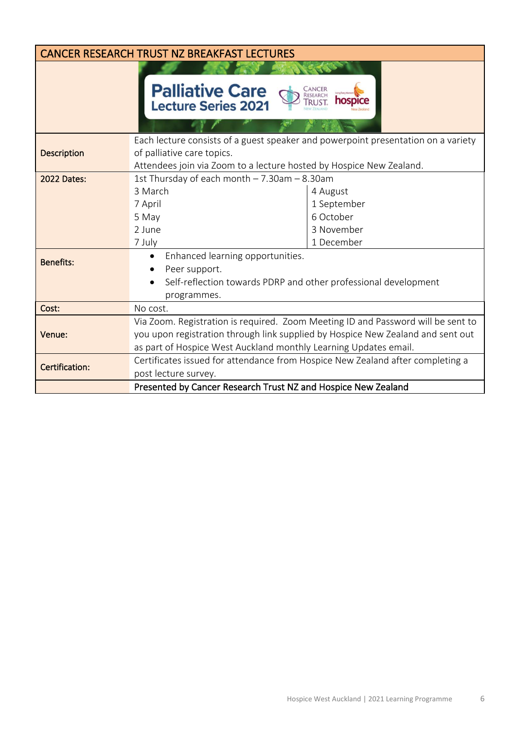| CANCER RESEARCH TRUST NZ BREAKFAST LECTURES | |
|---|---|
| | Palliative Care Lecture Series 2021 |
| Description | Each lecture consists of a guest speaker and powerpoint presentation on a variety of palliative care topics.<br>Attendees join via Zoom to a lecture hosted by Hospice New Zealand. |
| 2022 Dates: | 1st Thursday of each month – 7.30am – 8.30am<br>3 March, 7 April, 5 May, 2 June, 7 July, 4 August, 1 September, 6 October, 3 November, 1 December |
| Benefits: | • Enhanced learning opportunities.<br>• Peer support.<br>• Self-reflection towards PDRP and other professional development programmes. |
| Cost: | No cost. |
| Venue: | Via Zoom. Registration is required. Zoom Meeting ID and Password will be sent to you upon registration through link supplied by Hospice New Zealand and sent out as part of Hospice West Auckland monthly Learning Updates email. |
| Certification: | Certificates issued for attendance from Hospice New Zealand after completing a post lecture survey. |
| | **Presented by Cancer Research Trust NZ and Hospice New Zealand** |